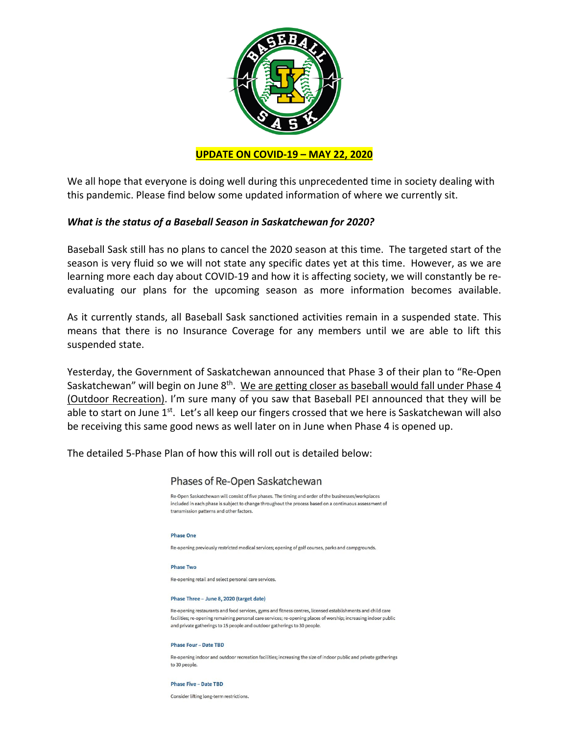**UPDATE ON COVID-19 – MAY 22, 2020**

We all hope that everyone is doing well during this unprecedented time in society dealing with this pandemic. Please find below some updated information of where we currently sit.

***What is the status of a Baseball Season in Saskatchewan for 2020?***

Baseball Sask still has no plans to cancel the 2020 season at this time. The targeted start of the season is very fluid so we will not state any specific dates yet at this time. However, as we are learning more each day about COVID-19 and how it is affecting society, we will constantly be re-evaluating our plans for the upcoming season as more information becomes available.

As it currently stands, all Baseball Sask sanctioned activities remain in a suspended state. This means that there is no Insurance Coverage for any members until we are able to lift this suspended state.

Yesterday, the Government of Saskatchewan announced that Phase 3 of their plan to "Re-Open Saskatchewan" will begin on June 8th. We are getting closer as baseball would fall under Phase 4 (Outdoor Recreation). I'm sure many of you saw that Baseball PEI announced that they will be able to start on June 1st. Let's all keep our fingers crossed that we here is Saskatchewan will also be receiving this same good news as well later on in June when Phase 4 is opened up.

The detailed 5-Phase Plan of how this will roll out is detailed below:

## Phases of Re-Open Saskatchewan

Re-Open Saskatchewan will consist of five phases. The timing and order of the businesses/workplaces included in each phase is subject to change throughout the process based on a continuous assessment of transmission patterns and other factors.

**Phase One**

Re-opening previously restricted medical services; opening of golf courses, parks and campgrounds.

**Phase Two**

Re-opening retail and select personal care services.

**Phase Three – June 8, 2020 (target date)**

Re-opening restaurants and food services, gyms and fitness centres, licensed establishments and child care facilities; re-opening remaining personal care services; re-opening places of worship; increasing indoor public and private gatherings to 15 people and outdoor gatherings to 30 people.

**Phase Four – Date TBD**

Re-opening indoor and outdoor recreation facilities; increasing the size of indoor public and private gatherings to 30 people.

**Phase Five – Date TBD**

Consider lifting long-term restrictions.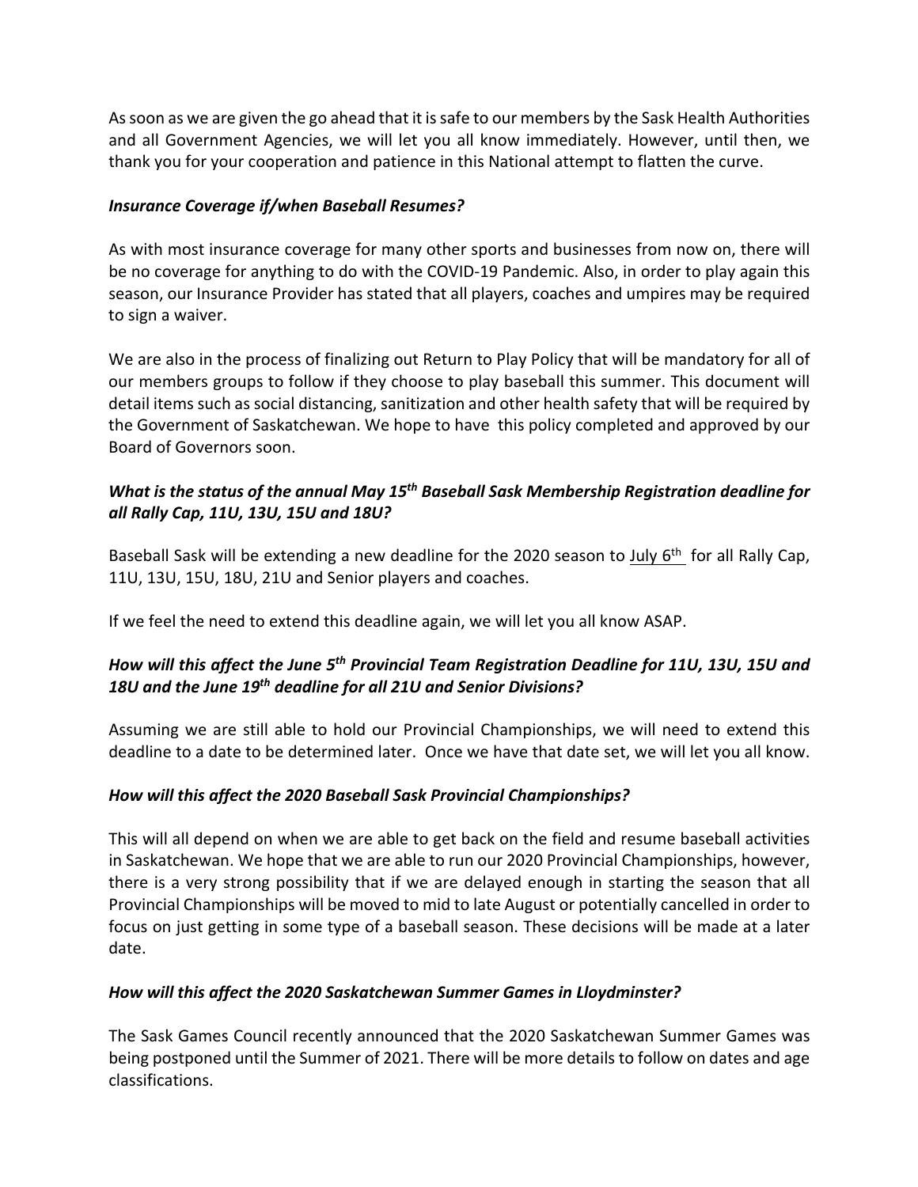As soon as we are given the go ahead that it is safe to our members by the Sask Health Authorities and all Government Agencies, we will let you all know immediately. However, until then, we thank you for your cooperation and patience in this National attempt to flatten the curve.

***Insurance Coverage if/when Baseball Resumes?***

As with most insurance coverage for many other sports and businesses from now on, there will be no coverage for anything to do with the COVID-19 Pandemic. Also, in order to play again this season, our Insurance Provider has stated that all players, coaches and umpires may be required to sign a waiver.

We are also in the process of finalizing out Return to Play Policy that will be mandatory for all of our members groups to follow if they choose to play baseball this summer. This document will detail items such as social distancing, sanitization and other health safety that will be required by the Government of Saskatchewan. We hope to have this policy completed and approved by our Board of Governors soon.

***What is the status of the annual May 15th Baseball Sask Membership Registration deadline for all Rally Cap, 11U, 13U, 15U and 18U?***

Baseball Sask will be extending a new deadline for the 2020 season to July 6th for all Rally Cap, 11U, 13U, 15U, 18U, 21U and Senior players and coaches.

If we feel the need to extend this deadline again, we will let you all know ASAP.

***How will this affect the June 5th Provincial Team Registration Deadline for 11U, 13U, 15U and 18U and the June 19th deadline for all 21U and Senior Divisions?***

Assuming we are still able to hold our Provincial Championships, we will need to extend this deadline to a date to be determined later. Once we have that date set, we will let you all know.

***How will this affect the 2020 Baseball Sask Provincial Championships?***

This will all depend on when we are able to get back on the field and resume baseball activities in Saskatchewan. We hope that we are able to run our 2020 Provincial Championships, however, there is a very strong possibility that if we are delayed enough in starting the season that all Provincial Championships will be moved to mid to late August or potentially cancelled in order to focus on just getting in some type of a baseball season. These decisions will be made at a later date.

***How will this affect the 2020 Saskatchewan Summer Games in Lloydminster?***

The Sask Games Council recently announced that the 2020 Saskatchewan Summer Games was being postponed until the Summer of 2021. There will be more details to follow on dates and age classifications.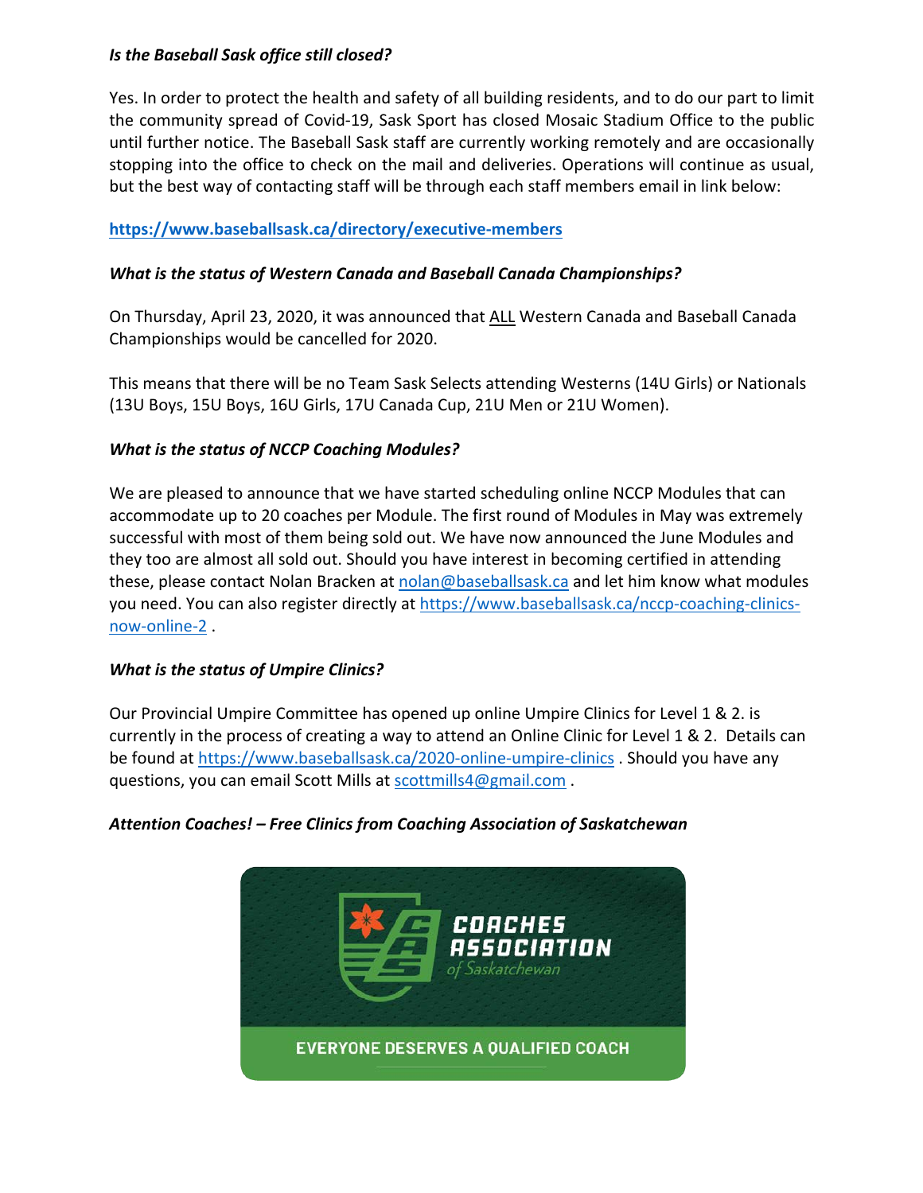***Is the Baseball Sask office still closed?***

Yes. In order to protect the health and safety of all building residents, and to do our part to limit the community spread of Covid-19, Sask Sport has closed Mosaic Stadium Office to the public until further notice. The Baseball Sask staff are currently working remotely and are occasionally stopping into the office to check on the mail and deliveries. Operations will continue as usual, but the best way of contacting staff will be through each staff members email in link below:

**https://www.baseballsask.ca/directory/executive-members**

***What is the status of Western Canada and Baseball Canada Championships?***

On Thursday, April 23, 2020, it was announced that ALL Western Canada and Baseball Canada Championships would be cancelled for 2020.

This means that there will be no Team Sask Selects attending Westerns (14U Girls) or Nationals (13U Boys, 15U Boys, 16U Girls, 17U Canada Cup, 21U Men or 21U Women).

***What is the status of NCCP Coaching Modules?***

We are pleased to announce that we have started scheduling online NCCP Modules that can accommodate up to 20 coaches per Module. The first round of Modules in May was extremely successful with most of them being sold out. We have now announced the June Modules and they too are almost all sold out. Should you have interest in becoming certified in attending these, please contact Nolan Bracken at nolan@baseballsask.ca and let him know what modules you need. You can also register directly at https://www.baseballsask.ca/nccp-coaching-clinics-now-online-2 .

***What is the status of Umpire Clinics?***

Our Provincial Umpire Committee has opened up online Umpire Clinics for Level 1 & 2. is currently in the process of creating a way to attend an Online Clinic for Level 1 & 2. Details can be found at https://www.baseballsask.ca/2020-online-umpire-clinics . Should you have any questions, you can email Scott Mills at scottmills4@gmail.com .

***Attention Coaches! – Free Clinics from Coaching Association of Saskatchewan***

COACHES ASSOCIATION of Saskatchewan

EVERYONE DESERVES A QUALIFIED COACH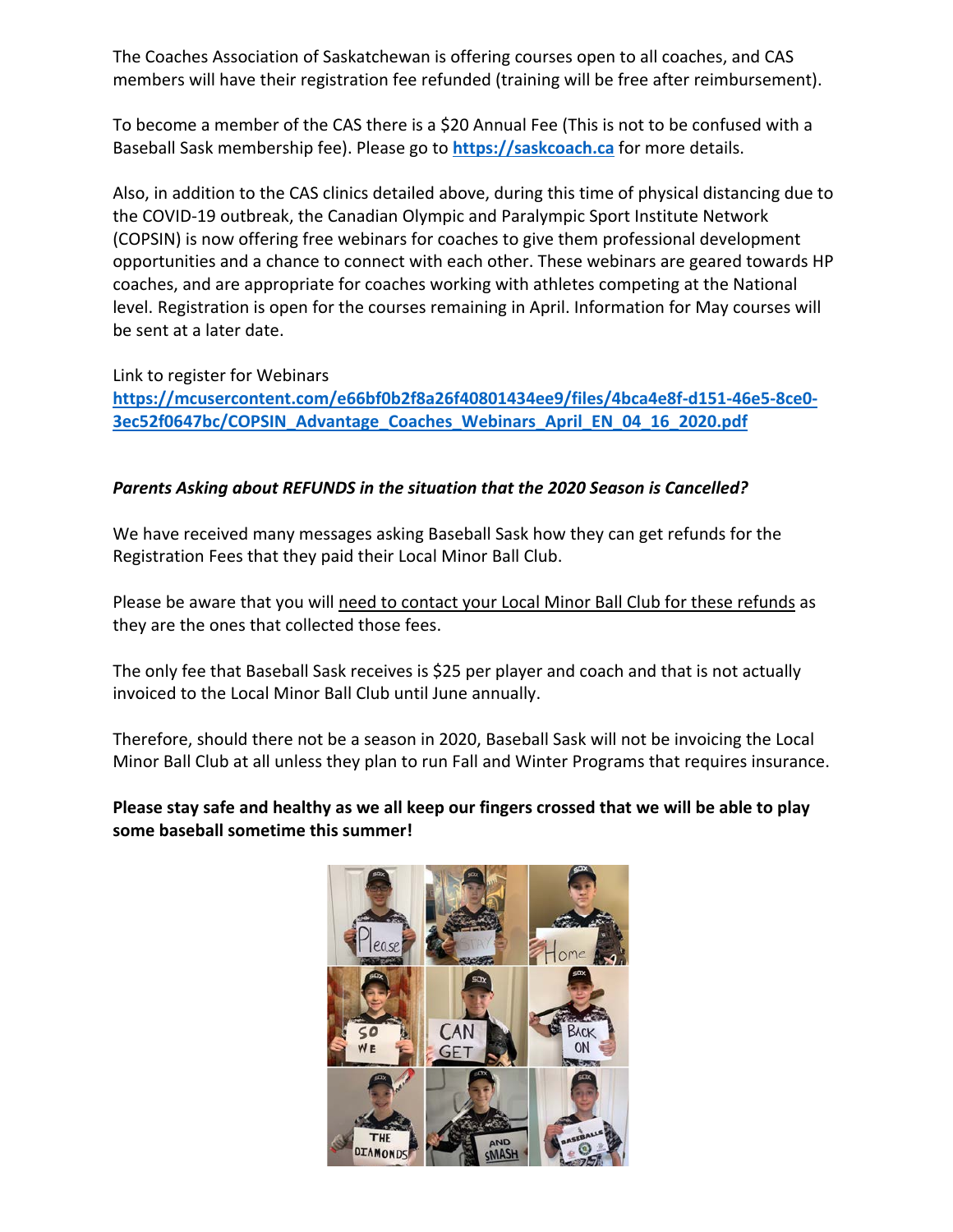The Coaches Association of Saskatchewan is offering courses open to all coaches, and CAS members will have their registration fee refunded (training will be free after reimbursement).

To become a member of the CAS there is a $20 Annual Fee (This is not to be confused with a Baseball Sask membership fee). Please go to **https://saskcoach.ca** for more details.

Also, in addition to the CAS clinics detailed above, during this time of physical distancing due to the COVID-19 outbreak, the Canadian Olympic and Paralympic Sport Institute Network (COPSIN) is now offering free webinars for coaches to give them professional development opportunities and a chance to connect with each other. These webinars are geared towards HP coaches, and are appropriate for coaches working with athletes competing at the National level. Registration is open for the courses remaining in April. Information for May courses will be sent at a later date.

Link to register for Webinars
**https://mcusercontent.com/e66bf0b2f8a26f40801434ee9/files/4bca4e8f-d151-46e5-8ce0-3ec52f0647bc/COPSIN_Advantage_Coaches_Webinars_April_EN_04_16_2020.pdf**

***Parents Asking about REFUNDS in the situation that the 2020 Season is Cancelled?***

We have received many messages asking Baseball Sask how they can get refunds for the Registration Fees that they paid their Local Minor Ball Club.

Please be aware that you will need to contact your Local Minor Ball Club for these refunds as they are the ones that collected those fees.

The only fee that Baseball Sask receives is $25 per player and coach and that is not actually invoiced to the Local Minor Ball Club until June annually.

Therefore, should there not be a season in 2020, Baseball Sask will not be invoicing the Local Minor Ball Club at all unless they plan to run Fall and Winter Programs that requires insurance.

**Please stay safe and healthy as we all keep our fingers crossed that we will be able to play some baseball sometime this summer!**